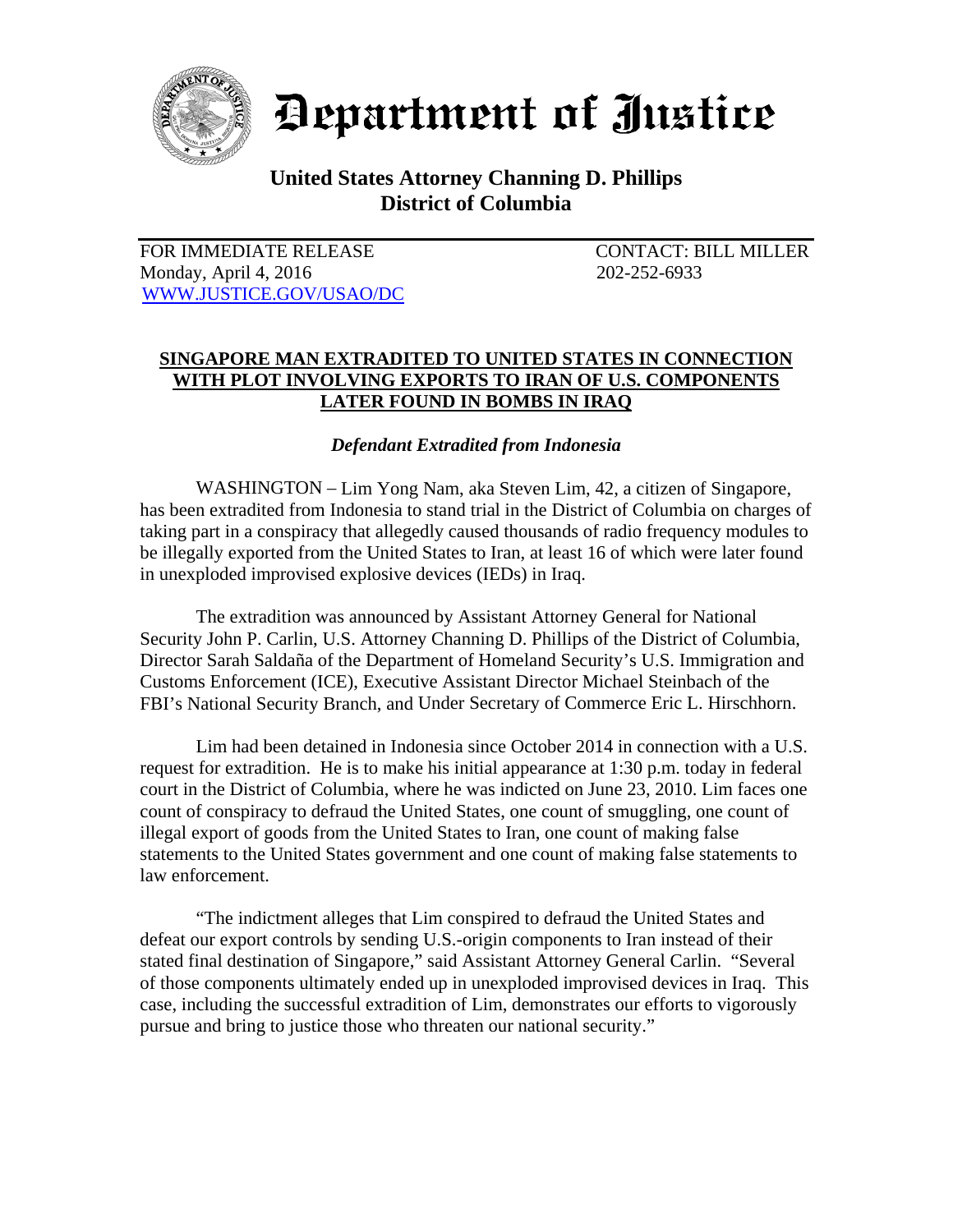# Department of Justice

## United States Attorney Channing D. Phillips
## District of Columbia

FOR IMMEDIATE RELEASE
Monday, April 4, 2016
WWW.JUSTICE.GOV/USAO/DC

CONTACT: BILL MILLER
202-252-6933

**SINGAPORE MAN EXTRADITED TO UNITED STATES IN CONNECTION WITH PLOT INVOLVING EXPORTS TO IRAN OF U.S. COMPONENTS LATER FOUND IN BOMBS IN IRAQ**

***Defendant Extradited from Indonesia***

WASHINGTON – Lim Yong Nam, aka Steven Lim, 42, a citizen of Singapore, has been extradited from Indonesia to stand trial in the District of Columbia on charges of taking part in a conspiracy that allegedly caused thousands of radio frequency modules to be illegally exported from the United States to Iran, at least 16 of which were later found in unexploded improvised explosive devices (IEDs) in Iraq.

The extradition was announced by Assistant Attorney General for National Security John P. Carlin, U.S. Attorney Channing D. Phillips of the District of Columbia, Director Sarah Saldaña of the Department of Homeland Security's U.S. Immigration and Customs Enforcement (ICE), Executive Assistant Director Michael Steinbach of the FBI's National Security Branch, and Under Secretary of Commerce Eric L. Hirschhorn.

Lim had been detained in Indonesia since October 2014 in connection with a U.S. request for extradition. He is to make his initial appearance at 1:30 p.m. today in federal court in the District of Columbia, where he was indicted on June 23, 2010. Lim faces one count of conspiracy to defraud the United States, one count of smuggling, one count of illegal export of goods from the United States to Iran, one count of making false statements to the United States government and one count of making false statements to law enforcement.

"The indictment alleges that Lim conspired to defraud the United States and defeat our export controls by sending U.S.-origin components to Iran instead of their stated final destination of Singapore," said Assistant Attorney General Carlin. "Several of those components ultimately ended up in unexploded improvised devices in Iraq. This case, including the successful extradition of Lim, demonstrates our efforts to vigorously pursue and bring to justice those who threaten our national security."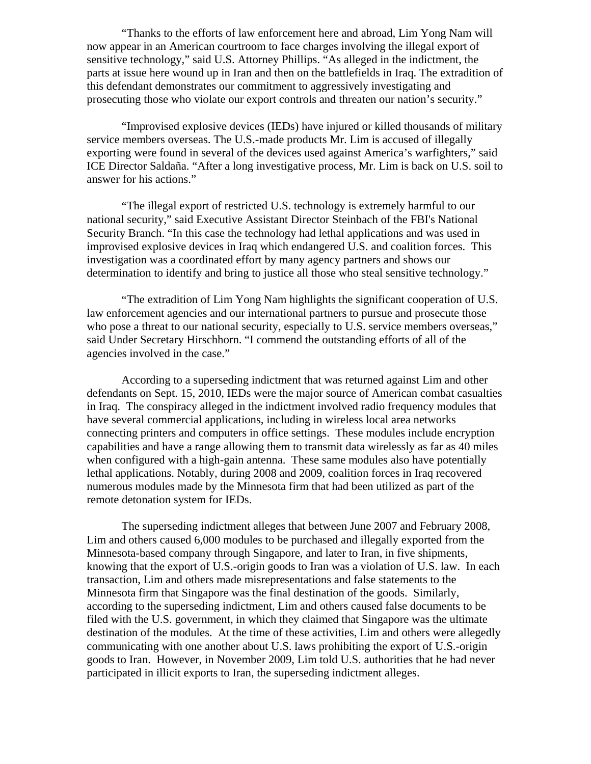"Thanks to the efforts of law enforcement here and abroad, Lim Yong Nam will now appear in an American courtroom to face charges involving the illegal export of sensitive technology," said U.S. Attorney Phillips. "As alleged in the indictment, the parts at issue here wound up in Iran and then on the battlefields in Iraq. The extradition of this defendant demonstrates our commitment to aggressively investigating and prosecuting those who violate our export controls and threaten our nation's security."

"Improvised explosive devices (IEDs) have injured or killed thousands of military service members overseas. The U.S.-made products Mr. Lim is accused of illegally exporting were found in several of the devices used against America's warfighters," said ICE Director Saldaña. "After a long investigative process, Mr. Lim is back on U.S. soil to answer for his actions."

"The illegal export of restricted U.S. technology is extremely harmful to our national security," said Executive Assistant Director Steinbach of the FBI's National Security Branch. "In this case the technology had lethal applications and was used in improvised explosive devices in Iraq which endangered U.S. and coalition forces. This investigation was a coordinated effort by many agency partners and shows our determination to identify and bring to justice all those who steal sensitive technology."

"The extradition of Lim Yong Nam highlights the significant cooperation of U.S. law enforcement agencies and our international partners to pursue and prosecute those who pose a threat to our national security, especially to U.S. service members overseas," said Under Secretary Hirschhorn. "I commend the outstanding efforts of all of the agencies involved in the case."

According to a superseding indictment that was returned against Lim and other defendants on Sept. 15, 2010, IEDs were the major source of American combat casualties in Iraq. The conspiracy alleged in the indictment involved radio frequency modules that have several commercial applications, including in wireless local area networks connecting printers and computers in office settings. These modules include encryption capabilities and have a range allowing them to transmit data wirelessly as far as 40 miles when configured with a high-gain antenna. These same modules also have potentially lethal applications. Notably, during 2008 and 2009, coalition forces in Iraq recovered numerous modules made by the Minnesota firm that had been utilized as part of the remote detonation system for IEDs.

The superseding indictment alleges that between June 2007 and February 2008, Lim and others caused 6,000 modules to be purchased and illegally exported from the Minnesota-based company through Singapore, and later to Iran, in five shipments, knowing that the export of U.S.-origin goods to Iran was a violation of U.S. law. In each transaction, Lim and others made misrepresentations and false statements to the Minnesota firm that Singapore was the final destination of the goods. Similarly, according to the superseding indictment, Lim and others caused false documents to be filed with the U.S. government, in which they claimed that Singapore was the ultimate destination of the modules. At the time of these activities, Lim and others were allegedly communicating with one another about U.S. laws prohibiting the export of U.S.-origin goods to Iran. However, in November 2009, Lim told U.S. authorities that he had never participated in illicit exports to Iran, the superseding indictment alleges.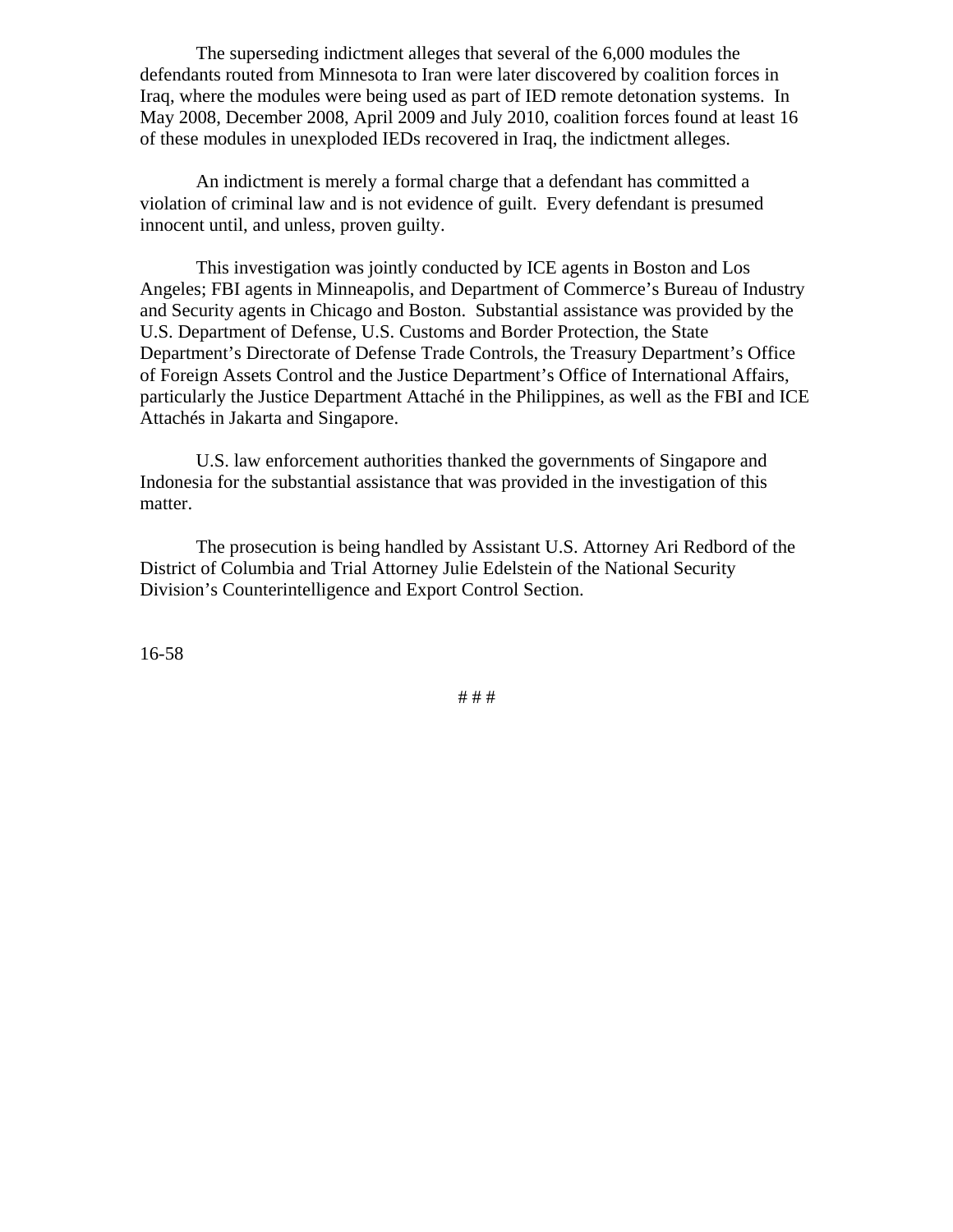The superseding indictment alleges that several of the 6,000 modules the defendants routed from Minnesota to Iran were later discovered by coalition forces in Iraq, where the modules were being used as part of IED remote detonation systems. In May 2008, December 2008, April 2009 and July 2010, coalition forces found at least 16 of these modules in unexploded IEDs recovered in Iraq, the indictment alleges.

An indictment is merely a formal charge that a defendant has committed a violation of criminal law and is not evidence of guilt. Every defendant is presumed innocent until, and unless, proven guilty.

This investigation was jointly conducted by ICE agents in Boston and Los Angeles; FBI agents in Minneapolis, and Department of Commerce's Bureau of Industry and Security agents in Chicago and Boston. Substantial assistance was provided by the U.S. Department of Defense, U.S. Customs and Border Protection, the State Department's Directorate of Defense Trade Controls, the Treasury Department's Office of Foreign Assets Control and the Justice Department's Office of International Affairs, particularly the Justice Department Attaché in the Philippines, as well as the FBI and ICE Attachés in Jakarta and Singapore.

U.S. law enforcement authorities thanked the governments of Singapore and Indonesia for the substantial assistance that was provided in the investigation of this matter.

The prosecution is being handled by Assistant U.S. Attorney Ari Redbord of the District of Columbia and Trial Attorney Julie Edelstein of the National Security Division's Counterintelligence and Export Control Section.

16-58

# # #